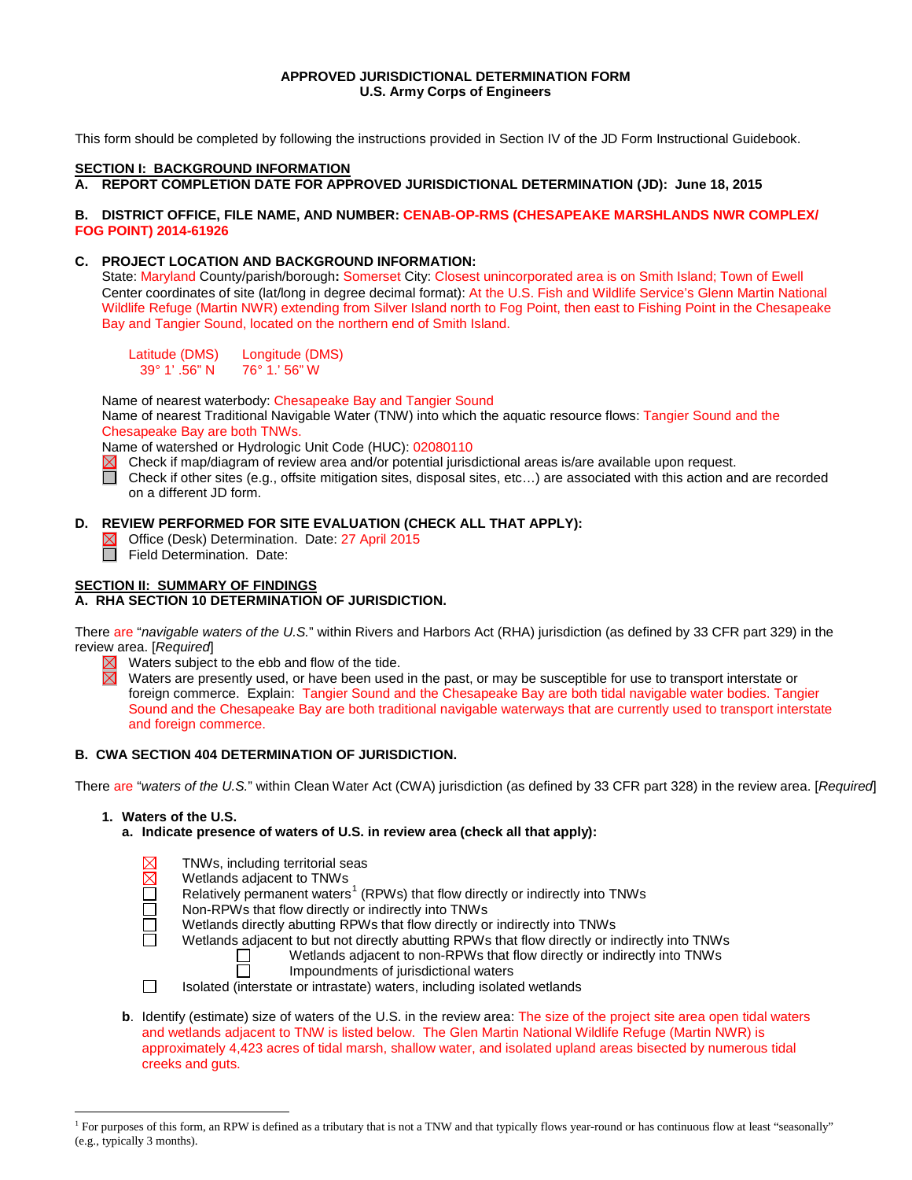**APPROVED JURISDICTIONAL DETERMINATION FORM**
**U.S. Army Corps of Engineers**

This form should be completed by following the instructions provided in Section IV of the JD Form Instructional Guidebook.

## SECTION I: BACKGROUND INFORMATION

**A. REPORT COMPLETION DATE FOR APPROVED JURISDICTIONAL DETERMINATION (JD): June 18, 2015**

**B. DISTRICT OFFICE, FILE NAME, AND NUMBER:** CENAB-OP-RMS (CHESAPEAKE MARSHLANDS NWR COMPLEX/ FOG POINT) 2014-61926

**C. PROJECT LOCATION AND BACKGROUND INFORMATION:**

State: Maryland County/parish/borough**:** Somerset City: Closest unincorporated area is on Smith Island; Town of Ewell
Center coordinates of site (lat/long in degree decimal format): At the U.S. Fish and Wildlife Service's Glenn Martin National Wildlife Refuge (Martin NWR) extending from Silver Island north to Fog Point, then east to Fishing Point in the Chesapeake Bay and Tangier Sound, located on the northern end of Smith Island.

| Latitude (DMS) | Longitude (DMS) |
|---|---|
| 39° 1' .56" N | 76° 1.' 56" W |

Name of nearest waterbody: Chesapeake Bay and Tangier Sound
Name of nearest Traditional Navigable Water (TNW) into which the aquatic resource flows: Tangier Sound and the Chesapeake Bay are both TNWs.
Name of watershed or Hydrologic Unit Code (HUC): 02080110

- ☒ Check if map/diagram of review area and/or potential jurisdictional areas is/are available upon request.
- ☐ Check if other sites (e.g., offsite mitigation sites, disposal sites, etc…) are associated with this action and are recorded on a different JD form.

**D. REVIEW PERFORMED FOR SITE EVALUATION (CHECK ALL THAT APPLY):**

- ☒ Office (Desk) Determination. Date: 27 April 2015
- ☐ Field Determination. Date:

## SECTION II: SUMMARY OF FINDINGS

**A. RHA SECTION 10 DETERMINATION OF JURISDICTION.**

There are "*navigable waters of the U.S.*" within Rivers and Harbors Act (RHA) jurisdiction (as defined by 33 CFR part 329) in the review area. [*Required*]

- ☒ Waters subject to the ebb and flow of the tide.
- ☒ Waters are presently used, or have been used in the past, or may be susceptible for use to transport interstate or foreign commerce. Explain: Tangier Sound and the Chesapeake Bay are both tidal navigable water bodies. Tangier Sound and the Chesapeake Bay are both traditional navigable waterways that are currently used to transport interstate and foreign commerce.

**B. CWA SECTION 404 DETERMINATION OF JURISDICTION.**

There are "*waters of the U.S.*" within Clean Water Act (CWA) jurisdiction (as defined by 33 CFR part 328) in the review area. [*Required*]

**1. Waters of the U.S.**

**a. Indicate presence of waters of U.S. in review area (check all that apply):**

- ☒ TNWs, including territorial seas
- ☒ Wetlands adjacent to TNWs
- ☐ Relatively permanent waters[1] (RPWs) that flow directly or indirectly into TNWs
- ☐ Non-RPWs that flow directly or indirectly into TNWs
- ☐ Wetlands directly abutting RPWs that flow directly or indirectly into TNWs
- ☐ Wetlands adjacent to but not directly abutting RPWs that flow directly or indirectly into TNWs
  - ☐ Wetlands adjacent to non-RPWs that flow directly or indirectly into TNWs
  - ☐ Impoundments of jurisdictional waters
- ☐ Isolated (interstate or intrastate) waters, including isolated wetlands

**b**. Identify (estimate) size of waters of the U.S. in the review area: The size of the project site area open tidal waters and wetlands adjacent to TNW is listed below. The Glen Martin National Wildlife Refuge (Martin NWR) is approximately 4,423 acres of tidal marsh, shallow water, and isolated upland areas bisected by numerous tidal creeks and guts.

---

[1] For purposes of this form, an RPW is defined as a tributary that is not a TNW and that typically flows year-round or has continuous flow at least "seasonally" (e.g., typically 3 months).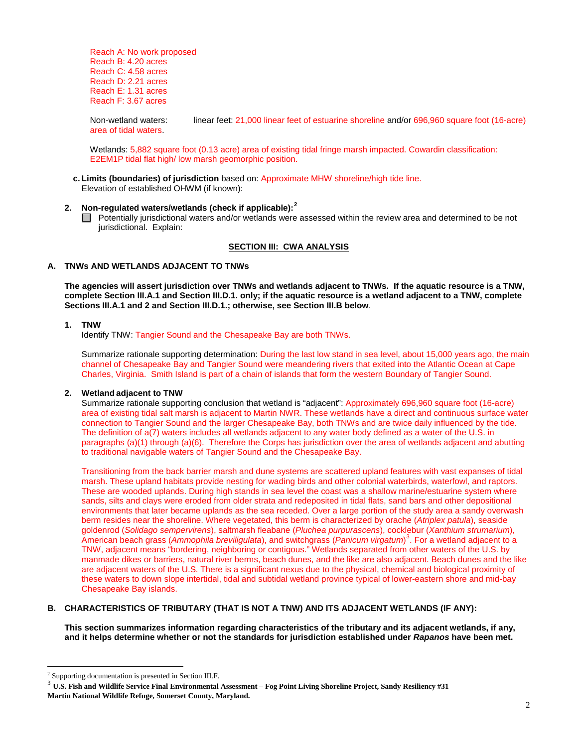Reach A: No work proposed
Reach B: 4.20 acres
Reach C: 4.58 acres
Reach D: 2.21 acres
Reach E: 1.31 acres
Reach F: 3.67 acres

Non-wetland waters: linear feet: 21,000 linear feet of estuarine shoreline and/or 696,960 square foot (16-acre) area of tidal waters.

Wetlands: 5,882 square foot (0.13 acre) area of existing tidal fringe marsh impacted. Cowardin classification: E2EM1P tidal flat high/ low marsh geomorphic position.

**c. Limits (boundaries) of jurisdiction** based on: Approximate MHW shoreline/high tide line.
Elevation of established OHWM (if known):

**2. Non-regulated waters/wetlands (check if applicable):**[2]

☐ Potentially jurisdictional waters and/or wetlands were assessed within the review area and determined to be not jurisdictional. Explain:

## SECTION III: CWA ANALYSIS

### A. TNWs AND WETLANDS ADJACENT TO TNWs

**The agencies will assert jurisdiction over TNWs and wetlands adjacent to TNWs. If the aquatic resource is a TNW, complete Section III.A.1 and Section III.D.1. only; if the aquatic resource is a wetland adjacent to a TNW, complete Sections III.A.1 and 2 and Section III.D.1.; otherwise, see Section III.B below**.

**1. TNW**

Identify TNW: Tangier Sound and the Chesapeake Bay are both TNWs.

Summarize rationale supporting determination: During the last low stand in sea level, about 15,000 years ago, the main channel of Chesapeake Bay and Tangier Sound were meandering rivers that exited into the Atlantic Ocean at Cape Charles, Virginia. Smith Island is part of a chain of islands that form the western Boundary of Tangier Sound.

**2. Wetland adjacent to TNW**

Summarize rationale supporting conclusion that wetland is "adjacent": Approximately 696,960 square foot (16-acre) area of existing tidal salt marsh is adjacent to Martin NWR. These wetlands have a direct and continuous surface water connection to Tangier Sound and the larger Chesapeake Bay, both TNWs and are twice daily influenced by the tide. The definition of a(7) waters includes all wetlands adjacent to any water body defined as a water of the U.S. in paragraphs (a)(1) through (a)(6). Therefore the Corps has jurisdiction over the area of wetlands adjacent and abutting to traditional navigable waters of Tangier Sound and the Chesapeake Bay.

Transitioning from the back barrier marsh and dune systems are scattered upland features with vast expanses of tidal marsh. These upland habitats provide nesting for wading birds and other colonial waterbirds, waterfowl, and raptors. These are wooded uplands. During high stands in sea level the coast was a shallow marine/estuarine system where sands, silts and clays were eroded from older strata and redeposited in tidal flats, sand bars and other depositional environments that later became uplands as the sea receded. Over a large portion of the study area a sandy overwash berm resides near the shoreline. Where vegetated, this berm is characterized by orache (*Atriplex patula*), seaside goldenrod (*Solidago sempervirens*), saltmarsh fleabane (*Pluchea purpurascens*), cocklebur (*Xanthium strumarium*), American beach grass (*Ammophila breviligulata*), and switchgrass (*Panicum virgatum*)[3]. For a wetland adjacent to a TNW, adjacent means "bordering, neighboring or contiguous." Wetlands separated from other waters of the U.S. by manmade dikes or barriers, natural river berms, beach dunes, and the like are adjacent waters of the U.S. There is a significant nexus due to the physical, chemical and biological proximity of these waters to down slope intertidal, tidal and subtidal wetland province typical of lower-eastern shore and mid-bay Chesapeake Bay islands.

### B. CHARACTERISTICS OF TRIBUTARY (THAT IS NOT A TNW) AND ITS ADJACENT WETLANDS (IF ANY):

**This section summarizes information regarding characteristics of the tributary and its adjacent wetlands, if any, and it helps determine whether or not the standards for jurisdiction established under *Rapanos* have been met.**

---

[2] Supporting documentation is presented in Section III.F.

[3] **U.S. Fish and Wildlife Service Final Environmental Assessment – Fog Point Living Shoreline Project, Sandy Resiliency #31 Martin National Wildlife Refuge, Somerset County, Maryland.**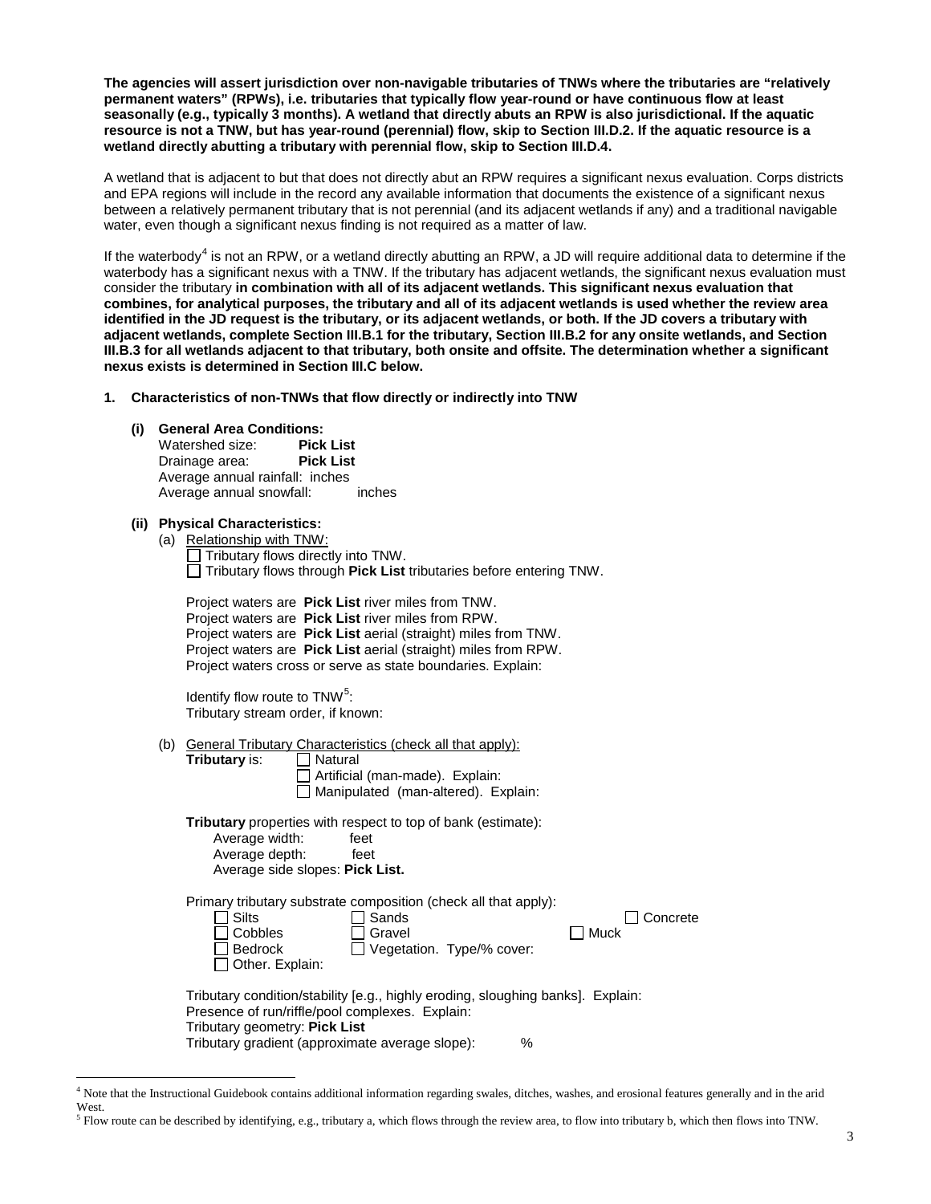**The agencies will assert jurisdiction over non-navigable tributaries of TNWs where the tributaries are "relatively permanent waters" (RPWs), i.e. tributaries that typically flow year-round or have continuous flow at least seasonally (e.g., typically 3 months). A wetland that directly abuts an RPW is also jurisdictional. If the aquatic resource is not a TNW, but has year-round (perennial) flow, skip to Section III.D.2. If the aquatic resource is a wetland directly abutting a tributary with perennial flow, skip to Section III.D.4.**

A wetland that is adjacent to but that does not directly abut an RPW requires a significant nexus evaluation. Corps districts and EPA regions will include in the record any available information that documents the existence of a significant nexus between a relatively permanent tributary that is not perennial (and its adjacent wetlands if any) and a traditional navigable water, even though a significant nexus finding is not required as a matter of law.

If the waterbody[4] is not an RPW, or a wetland directly abutting an RPW, a JD will require additional data to determine if the waterbody has a significant nexus with a TNW. If the tributary has adjacent wetlands, the significant nexus evaluation must consider the tributary **in combination with all of its adjacent wetlands. This significant nexus evaluation that combines, for analytical purposes, the tributary and all of its adjacent wetlands is used whether the review area identified in the JD request is the tributary, or its adjacent wetlands, or both. If the JD covers a tributary with adjacent wetlands, complete Section III.B.1 for the tributary, Section III.B.2 for any onsite wetlands, and Section III.B.3 for all wetlands adjacent to that tributary, both onsite and offsite. The determination whether a significant nexus exists is determined in Section III.C below.**

**1. Characteristics of non-TNWs that flow directly or indirectly into TNW**

**(i) General Area Conditions:**

Watershed size: **Pick List**
Drainage area: **Pick List**
Average annual rainfall: inches
Average annual snowfall: inches

**(ii) Physical Characteristics:**

(a) Relationship with TNW:

☐ Tributary flows directly into TNW.
☐ Tributary flows through **Pick List** tributaries before entering TNW.

Project waters are **Pick List** river miles from TNW.
Project waters are **Pick List** river miles from RPW.
Project waters are **Pick List** aerial (straight) miles from TNW.
Project waters are **Pick List** aerial (straight) miles from RPW.
Project waters cross or serve as state boundaries. Explain:

Identify flow route to TNW[5]:
Tributary stream order, if known:

(b) General Tributary Characteristics (check all that apply):

**Tributary** is:
☐ Natural
☐ Artificial (man-made). Explain:
☐ Manipulated (man-altered). Explain:

**Tributary** properties with respect to top of bank (estimate):
Average width: feet
Average depth: feet
Average side slopes: **Pick List.**

Primary tributary substrate composition (check all that apply):

☐ Silts ☐ Sands ☐ Concrete
☐ Cobbles ☐ Gravel ☐ Muck
☐ Bedrock ☐ Vegetation. Type/% cover:
☐ Other. Explain:

Tributary condition/stability [e.g., highly eroding, sloughing banks]. Explain:
Presence of run/riffle/pool complexes. Explain:
Tributary geometry: **Pick List**
Tributary gradient (approximate average slope): %

---

[4] Note that the Instructional Guidebook contains additional information regarding swales, ditches, washes, and erosional features generally and in the arid West.

[5] Flow route can be described by identifying, e.g., tributary a, which flows through the review area, to flow into tributary b, which then flows into TNW.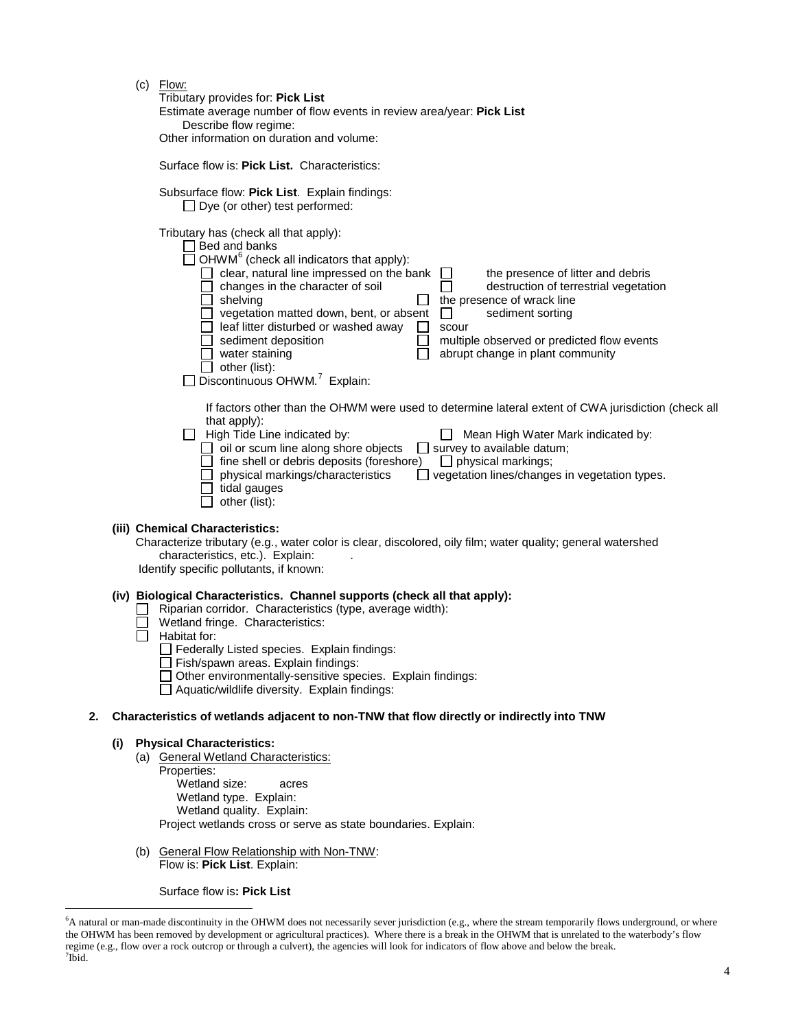(c) Flow:

Tributary provides for: **Pick List**

Estimate average number of flow events in review area/year: **Pick List**

Describe flow regime:

Other information on duration and volume:

Surface flow is: **Pick List.** Characteristics:

Subsurface flow: **Pick List**. Explain findings:

☐ Dye (or other) test performed:

Tributary has (check all that apply):

☐ Bed and banks

☐ OHWM[6] (check all indicators that apply):

☐ clear, natural line impressed on the bank ☐ the presence of litter and debris
☐ changes in the character of soil ☐ destruction of terrestrial vegetation
☐ shelving ☐ the presence of wrack line
☐ vegetation matted down, bent, or absent ☐ sediment sorting
☐ leaf litter disturbed or washed away ☐ scour
☐ sediment deposition ☐ multiple observed or predicted flow events
☐ water staining ☐ abrupt change in plant community
☐ other (list):

☐ Discontinuous OHWM.[7] Explain:

If factors other than the OHWM were used to determine lateral extent of CWA jurisdiction (check all that apply):

☐ High Tide Line indicated by: ☐ Mean High Water Mark indicated by:
☐ oil or scum line along shore objects ☐ survey to available datum;
☐ fine shell or debris deposits (foreshore) ☐ physical markings;
☐ physical markings/characteristics ☐ vegetation lines/changes in vegetation types.
☐ tidal gauges
☐ other (list):

**(iii) Chemical Characteristics:**

Characterize tributary (e.g., water color is clear, discolored, oily film; water quality; general watershed characteristics, etc.). Explain: .

Identify specific pollutants, if known:

**(iv) Biological Characteristics. Channel supports (check all that apply):**

☐ Riparian corridor. Characteristics (type, average width):
☐ Wetland fringe. Characteristics:
☐ Habitat for:
☐ Federally Listed species. Explain findings:
☐ Fish/spawn areas. Explain findings:
☐ Other environmentally-sensitive species. Explain findings:
☐ Aquatic/wildlife diversity. Explain findings:

**2. Characteristics of wetlands adjacent to non-TNW that flow directly or indirectly into TNW**

**(i) Physical Characteristics:**

(a) General Wetland Characteristics:

Properties:

Wetland size: acres

Wetland type. Explain:

Wetland quality. Explain:

Project wetlands cross or serve as state boundaries. Explain:

(b) General Flow Relationship with Non-TNW:

Flow is: **Pick List**. Explain:

Surface flow is**: Pick List**

---

[6]A natural or man-made discontinuity in the OHWM does not necessarily sever jurisdiction (e.g., where the stream temporarily flows underground, or where the OHWM has been removed by development or agricultural practices). Where there is a break in the OHWM that is unrelated to the waterbody's flow regime (e.g., flow over a rock outcrop or through a culvert), the agencies will look for indicators of flow above and below the break.

[7]Ibid.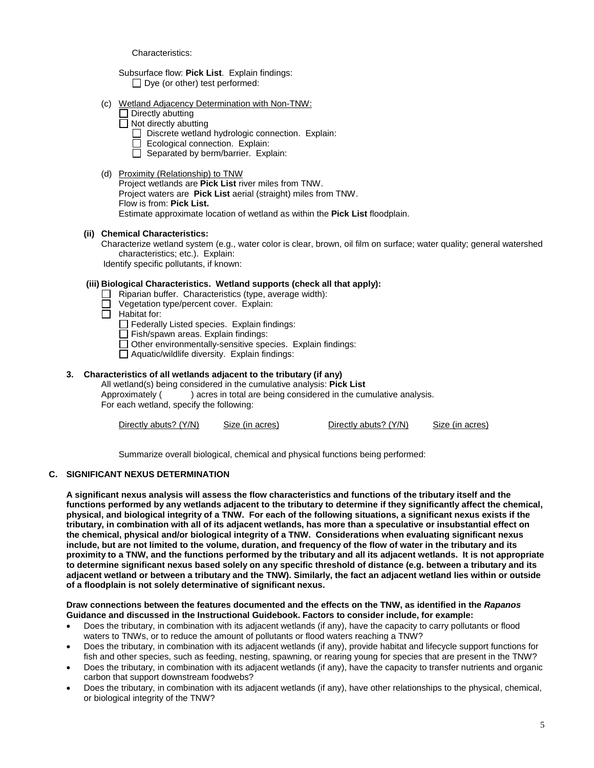Characteristics:

Subsurface flow: **Pick List**. Explain findings:
☐ Dye (or other) test performed:

(c) Wetland Adjacency Determination with Non-TNW:
☐ Directly abutting
☐ Not directly abutting
☐ Discrete wetland hydrologic connection. Explain:
☐ Ecological connection. Explain:
☐ Separated by berm/barrier. Explain:

(d) Proximity (Relationship) to TNW
Project wetlands are **Pick List** river miles from TNW.
Project waters are **Pick List** aerial (straight) miles from TNW.
Flow is from: **Pick List.**
Estimate approximate location of wetland as within the **Pick List** floodplain.

**(ii) Chemical Characteristics:**

Characterize wetland system (e.g., water color is clear, brown, oil film on surface; water quality; general watershed characteristics; etc.). Explain:
Identify specific pollutants, if known:

**(iii) Biological Characteristics. Wetland supports (check all that apply):**

☐ Riparian buffer. Characteristics (type, average width):
☐ Vegetation type/percent cover. Explain:
☐ Habitat for:
☐ Federally Listed species. Explain findings:
☐ Fish/spawn areas. Explain findings:
☐ Other environmentally-sensitive species. Explain findings:
☐ Aquatic/wildlife diversity. Explain findings:

**3. Characteristics of all wetlands adjacent to the tributary (if any)**

All wetland(s) being considered in the cumulative analysis: **Pick List**
Approximately (        ) acres in total are being considered in the cumulative analysis.
For each wetland, specify the following:

| Directly abuts? (Y/N) | Size (in acres) | Directly abuts? (Y/N) | Size (in acres) |
| --- | --- | --- | --- |

Summarize overall biological, chemical and physical functions being performed:

**C. SIGNIFICANT NEXUS DETERMINATION**

**A significant nexus analysis will assess the flow characteristics and functions of the tributary itself and the functions performed by any wetlands adjacent to the tributary to determine if they significantly affect the chemical, physical, and biological integrity of a TNW. For each of the following situations, a significant nexus exists if the tributary, in combination with all of its adjacent wetlands, has more than a speculative or insubstantial effect on the chemical, physical and/or biological integrity of a TNW. Considerations when evaluating significant nexus include, but are not limited to the volume, duration, and frequency of the flow of water in the tributary and its proximity to a TNW, and the functions performed by the tributary and all its adjacent wetlands. It is not appropriate to determine significant nexus based solely on any specific threshold of distance (e.g. between a tributary and its adjacent wetland or between a tributary and the TNW). Similarly, the fact an adjacent wetland lies within or outside of a floodplain is not solely determinative of significant nexus.**

**Draw connections between the features documented and the effects on the TNW, as identified in the *Rapanos* Guidance and discussed in the Instructional Guidebook. Factors to consider include, for example:**

- Does the tributary, in combination with its adjacent wetlands (if any), have the capacity to carry pollutants or flood waters to TNWs, or to reduce the amount of pollutants or flood waters reaching a TNW?
- Does the tributary, in combination with its adjacent wetlands (if any), provide habitat and lifecycle support functions for fish and other species, such as feeding, nesting, spawning, or rearing young for species that are present in the TNW?
- Does the tributary, in combination with its adjacent wetlands (if any), have the capacity to transfer nutrients and organic carbon that support downstream foodwebs?
- Does the tributary, in combination with its adjacent wetlands (if any), have other relationships to the physical, chemical, or biological integrity of the TNW?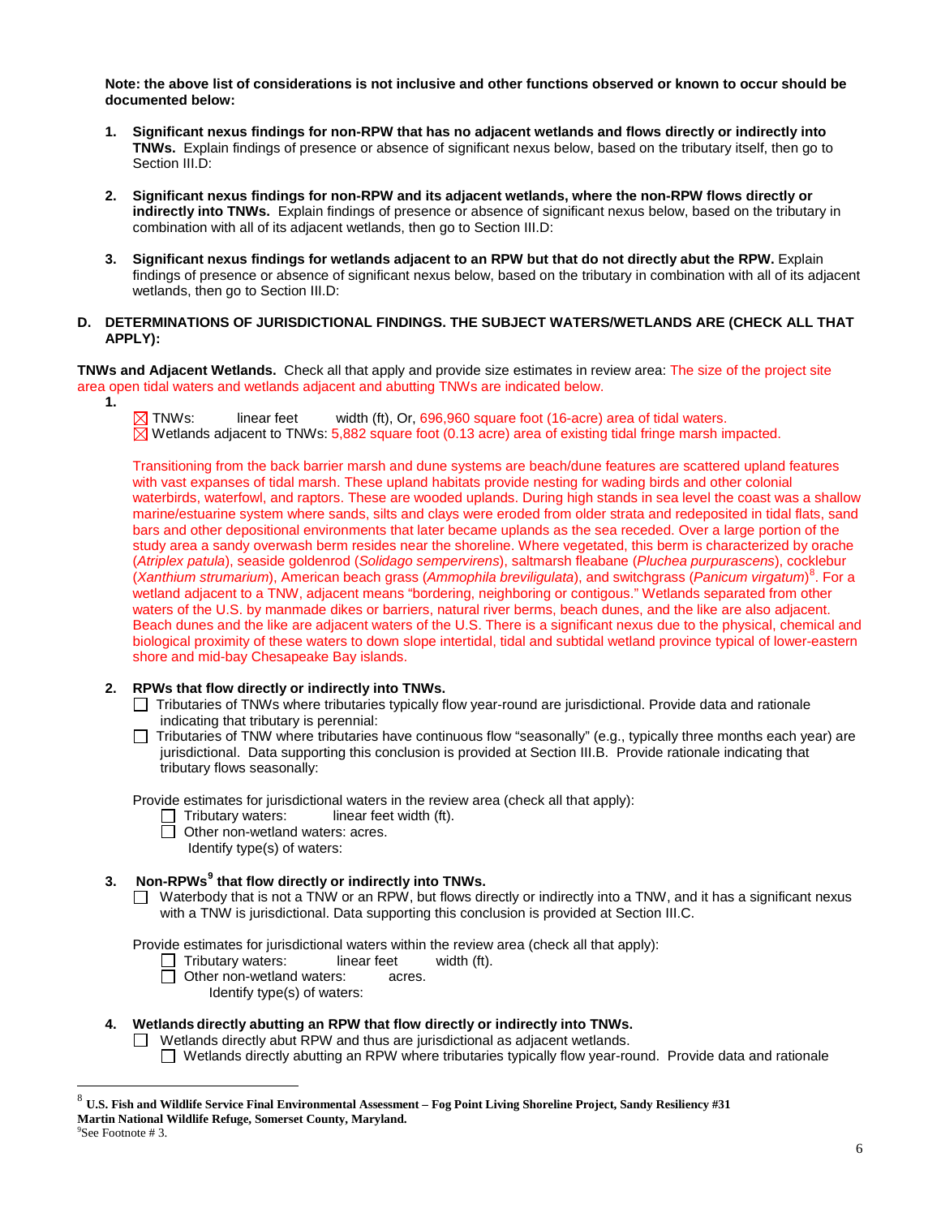**Note: the above list of considerations is not inclusive and other functions observed or known to occur should be documented below:**

1. **Significant nexus findings for non-RPW that has no adjacent wetlands and flows directly or indirectly into TNWs.** Explain findings of presence or absence of significant nexus below, based on the tributary itself, then go to Section III.D:

2. **Significant nexus findings for non-RPW and its adjacent wetlands, where the non-RPW flows directly or indirectly into TNWs.** Explain findings of presence or absence of significant nexus below, based on the tributary in combination with all of its adjacent wetlands, then go to Section III.D:

3. **Significant nexus findings for wetlands adjacent to an RPW but that do not directly abut the RPW.** Explain findings of presence or absence of significant nexus below, based on the tributary in combination with all of its adjacent wetlands, then go to Section III.D:

## D. DETERMINATIONS OF JURISDICTIONAL FINDINGS. THE SUBJECT WATERS/WETLANDS ARE (CHECK ALL THAT APPLY):

**TNWs and Adjacent Wetlands.** Check all that apply and provide size estimates in review area: The size of the project site area open tidal waters and wetlands adjacent and abutting TNWs are indicated below.

1.
   ☒ TNWs: linear feet width (ft), Or, 696,960 square foot (16-acre) area of tidal waters.
   ☒ Wetlands adjacent to TNWs: 5,882 square foot (0.13 acre) area of existing tidal fringe marsh impacted.

   Transitioning from the back barrier marsh and dune systems are beach/dune features are scattered upland features with vast expanses of tidal marsh. These upland habitats provide nesting for wading birds and other colonial waterbirds, waterfowl, and raptors. These are wooded uplands. During high stands in sea level the coast was a shallow marine/estuarine system where sands, silts and clays were eroded from older strata and redeposited in tidal flats, sand bars and other depositional environments that later became uplands as the sea receded. Over a large portion of the study area a sandy overwash berm resides near the shoreline. Where vegetated, this berm is characterized by orache (*Atriplex patula*), seaside goldenrod (*Solidago sempervirens*), saltmarsh fleabane (*Pluchea purpurascens*), cocklebur (*Xanthium strumarium*), American beach grass (*Ammophila breviligulata*), and switchgrass (*Panicum virgatum*)[8]. For a wetland adjacent to a TNW, adjacent means "bordering, neighboring or contigous." Wetlands separated from other waters of the U.S. by manmade dikes or barriers, natural river berms, beach dunes, and the like are also adjacent. Beach dunes and the like are adjacent waters of the U.S. There is a significant nexus due to the physical, chemical and biological proximity of these waters to down slope intertidal, tidal and subtidal wetland province typical of lower-eastern shore and mid-bay Chesapeake Bay islands.

2. **RPWs that flow directly or indirectly into TNWs.**
   ☐ Tributaries of TNWs where tributaries typically flow year-round are jurisdictional. Provide data and rationale indicating that tributary is perennial:
   ☐ Tributaries of TNW where tributaries have continuous flow "seasonally" (e.g., typically three months each year) are jurisdictional. Data supporting this conclusion is provided at Section III.B. Provide rationale indicating that tributary flows seasonally:

   Provide estimates for jurisdictional waters in the review area (check all that apply):
   ☐ Tributary waters: linear feet width (ft).
   ☐ Other non-wetland waters: acres.
   Identify type(s) of waters:

3. **Non-RPWs[9] that flow directly or indirectly into TNWs.**
   ☐ Waterbody that is not a TNW or an RPW, but flows directly or indirectly into a TNW, and it has a significant nexus with a TNW is jurisdictional. Data supporting this conclusion is provided at Section III.C.

   Provide estimates for jurisdictional waters within the review area (check all that apply):
   ☐ Tributary waters: linear feet width (ft).
   ☐ Other non-wetland waters: acres.
   Identify type(s) of waters:

4. **Wetlands directly abutting an RPW that flow directly or indirectly into TNWs.**
   ☐ Wetlands directly abut RPW and thus are jurisdictional as adjacent wetlands.
   ☐ Wetlands directly abutting an RPW where tributaries typically flow year-round. Provide data and rationale

---

[8] **U.S. Fish and Wildlife Service Final Environmental Assessment – Fog Point Living Shoreline Project, Sandy Resiliency #31 Martin National Wildlife Refuge, Somerset County, Maryland.**

[9] See Footnote # 3.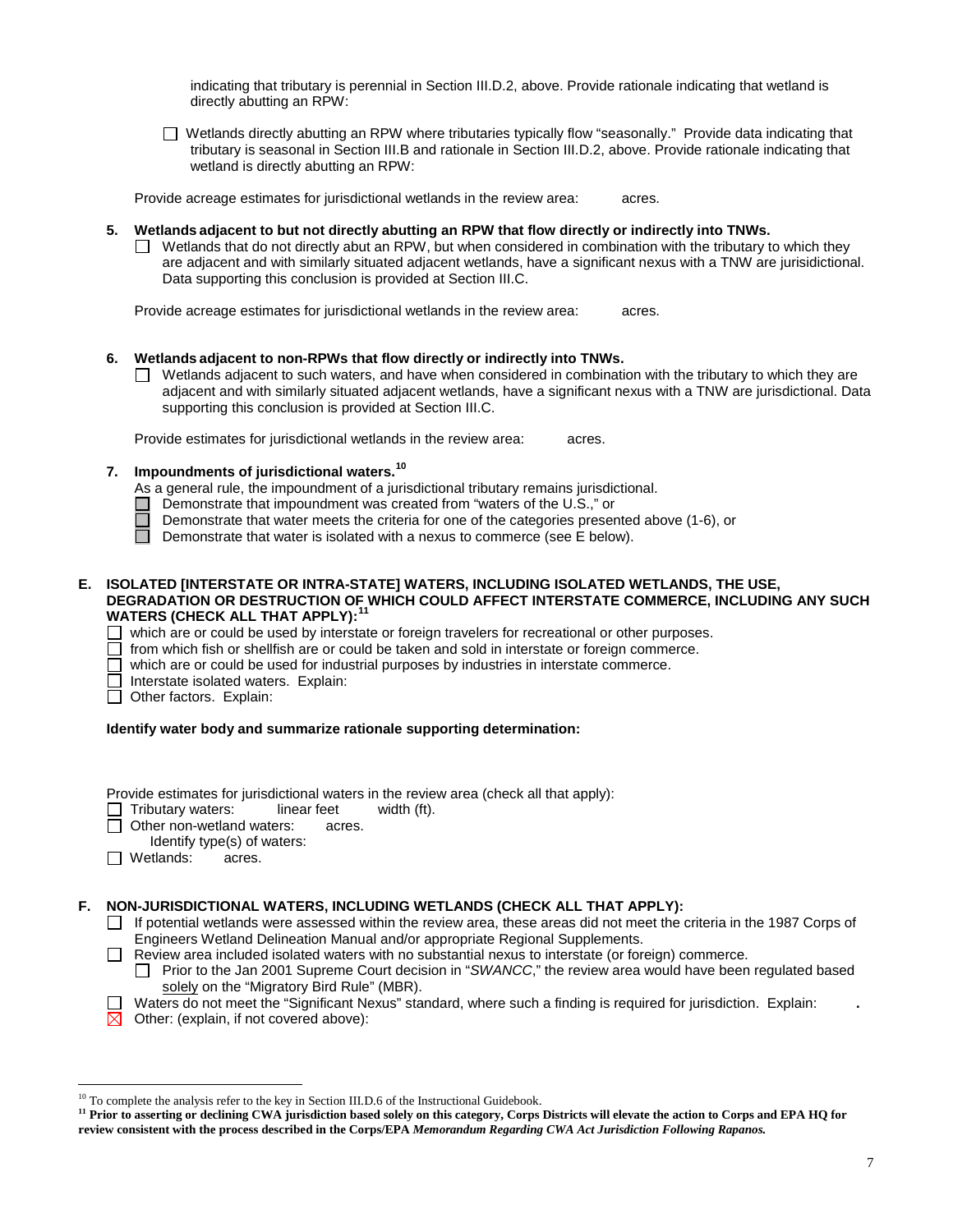indicating that tributary is perennial in Section III.D.2, above. Provide rationale indicating that wetland is directly abutting an RPW:

☐ Wetlands directly abutting an RPW where tributaries typically flow "seasonally." Provide data indicating that tributary is seasonal in Section III.B and rationale in Section III.D.2, above. Provide rationale indicating that wetland is directly abutting an RPW:

Provide acreage estimates for jurisdictional wetlands in the review area: acres.

**5. Wetlands adjacent to but not directly abutting an RPW that flow directly or indirectly into TNWs.**

☐ Wetlands that do not directly abut an RPW, but when considered in combination with the tributary to which they are adjacent and with similarly situated adjacent wetlands, have a significant nexus with a TNW are jurisidictional. Data supporting this conclusion is provided at Section III.C.

Provide acreage estimates for jurisdictional wetlands in the review area: acres.

**6. Wetlands adjacent to non-RPWs that flow directly or indirectly into TNWs.**

☐ Wetlands adjacent to such waters, and have when considered in combination with the tributary to which they are adjacent and with similarly situated adjacent wetlands, have a significant nexus with a TNW are jurisdictional. Data supporting this conclusion is provided at Section III.C.

Provide estimates for jurisdictional wetlands in the review area: acres.

**7. Impoundments of jurisdictional waters.**[10]

As a general rule, the impoundment of a jurisdictional tributary remains jurisdictional.

☐ Demonstrate that impoundment was created from "waters of the U.S.," or
☐ Demonstrate that water meets the criteria for one of the categories presented above (1-6), or
☐ Demonstrate that water is isolated with a nexus to commerce (see E below).

**E. ISOLATED [INTERSTATE OR INTRA-STATE] WATERS, INCLUDING ISOLATED WETLANDS, THE USE, DEGRADATION OR DESTRUCTION OF WHICH COULD AFFECT INTERSTATE COMMERCE, INCLUDING ANY SUCH WATERS (CHECK ALL THAT APPLY):**[11]

☐ which are or could be used by interstate or foreign travelers for recreational or other purposes.
☐ from which fish or shellfish are or could be taken and sold in interstate or foreign commerce.
☐ which are or could be used for industrial purposes by industries in interstate commerce.
☐ Interstate isolated waters. Explain:
☐ Other factors. Explain:

**Identify water body and summarize rationale supporting determination:**

Provide estimates for jurisdictional waters in the review area (check all that apply):

☐ Tributary waters: linear feet width (ft).
☐ Other non-wetland waters: acres.
Identify type(s) of waters:
☐ Wetlands: acres.

**F. NON-JURISDICTIONAL WATERS, INCLUDING WETLANDS (CHECK ALL THAT APPLY):**

☐ If potential wetlands were assessed within the review area, these areas did not meet the criteria in the 1987 Corps of Engineers Wetland Delineation Manual and/or appropriate Regional Supplements.
☐ Review area included isolated waters with no substantial nexus to interstate (or foreign) commerce.
  ☐ Prior to the Jan 2001 Supreme Court decision in "*SWANCC*," the review area would have been regulated based solely on the "Migratory Bird Rule" (MBR).
☐ Waters do not meet the "Significant Nexus" standard, where such a finding is required for jurisdiction. Explain: .
☒ Other: (explain, if not covered above):

---

[10] To complete the analysis refer to the key in Section III.D.6 of the Instructional Guidebook.

[11] **Prior to asserting or declining CWA jurisdiction based solely on this category, Corps Districts will elevate the action to Corps and EPA HQ for review consistent with the process described in the Corps/EPA *Memorandum Regarding CWA Act Jurisdiction Following Rapanos.***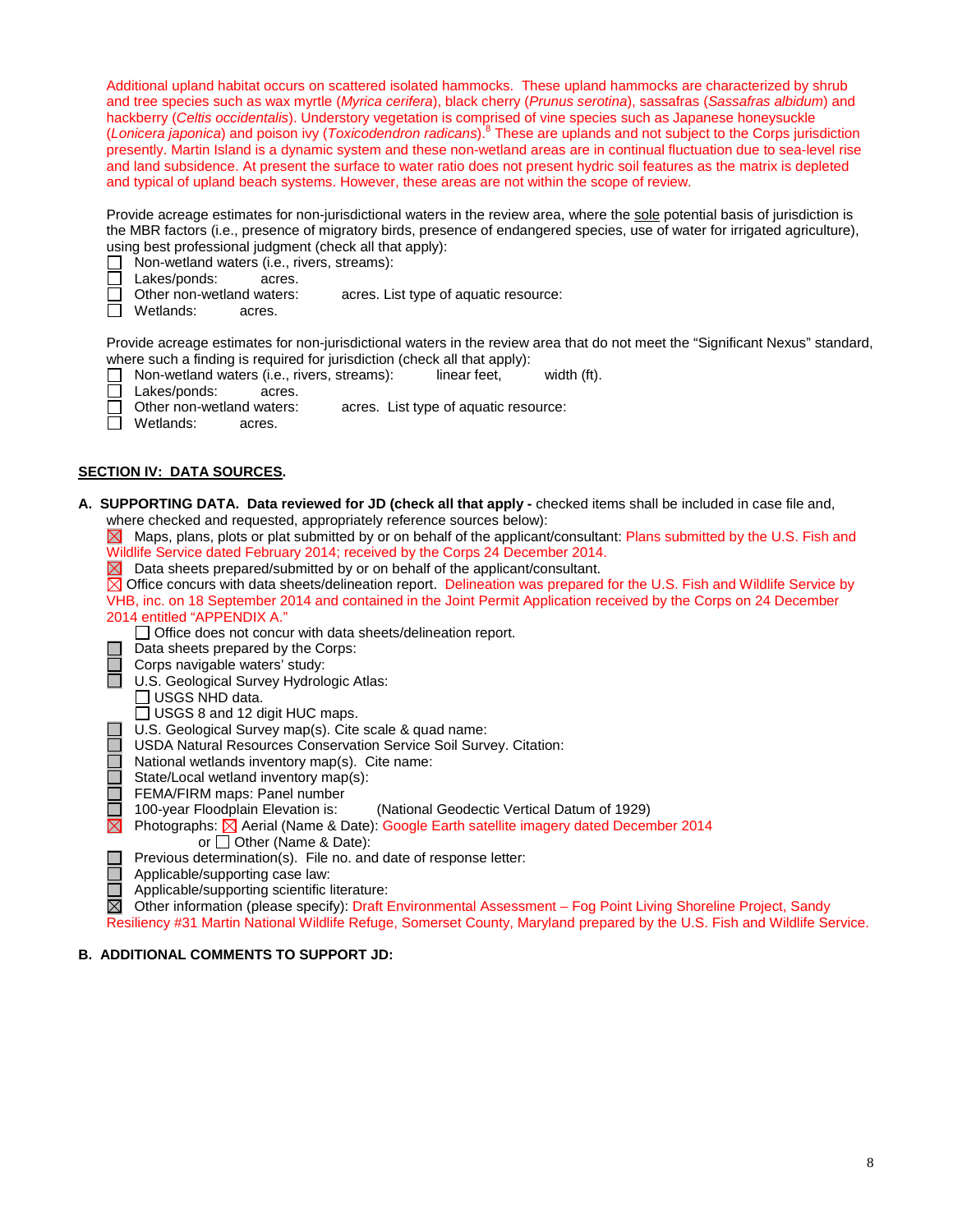Additional upland habitat occurs on scattered isolated hammocks. These upland hammocks are characterized by shrub and tree species such as wax myrtle (*Myrica cerifera*), black cherry (*Prunus serotina*), sassafras (*Sassafras albidum*) and hackberry (*Celtis occidentalis*). Understory vegetation is comprised of vine species such as Japanese honeysuckle (*Lonicera japonica*) and poison ivy (*Toxicodendron radicans*).[8] These are uplands and not subject to the Corps jurisdiction presently. Martin Island is a dynamic system and these non-wetland areas are in continual fluctuation due to sea-level rise and land subsidence. At present the surface to water ratio does not present hydric soil features as the matrix is depleted and typical of upland beach systems. However, these areas are not within the scope of review.

Provide acreage estimates for non-jurisdictional waters in the review area, where the sole potential basis of jurisdiction is the MBR factors (i.e., presence of migratory birds, presence of endangered species, use of water for irrigated agriculture), using best professional judgment (check all that apply):

- ☐ Non-wetland waters (i.e., rivers, streams):
- ☐ Lakes/ponds: acres.
- ☐ Other non-wetland waters: acres. List type of aquatic resource:
- ☐ Wetlands: acres.

Provide acreage estimates for non-jurisdictional waters in the review area that do not meet the "Significant Nexus" standard, where such a finding is required for jurisdiction (check all that apply):

- ☐ Non-wetland waters (i.e., rivers, streams): linear feet, width (ft).
- ☐ Lakes/ponds: acres.
- ☐ Other non-wetland waters: acres. List type of aquatic resource:
- ☐ Wetlands: acres.

## SECTION IV: DATA SOURCES.

**A. SUPPORTING DATA. Data reviewed for JD (check all that apply -** checked items shall be included in case file and, where checked and requested, appropriately reference sources below):

- ☒ Maps, plans, plots or plat submitted by or on behalf of the applicant/consultant: Plans submitted by the U.S. Fish and Wildlife Service dated February 2014; received by the Corps 24 December 2014.
- ☒ Data sheets prepared/submitted by or on behalf of the applicant/consultant.
  - ☒ Office concurs with data sheets/delineation report. Delineation was prepared for the U.S. Fish and Wildlife Service by VHB, inc. on 18 September 2014 and contained in the Joint Permit Application received by the Corps on 24 December 2014 entitled "APPENDIX A."
  - ☐ Office does not concur with data sheets/delineation report.
- ☐ Data sheets prepared by the Corps:
- ☐ Corps navigable waters' study:
- ☐ U.S. Geological Survey Hydrologic Atlas:
  - ☐ USGS NHD data.
  - ☐ USGS 8 and 12 digit HUC maps.
- ☐ U.S. Geological Survey map(s). Cite scale & quad name:
- ☐ USDA Natural Resources Conservation Service Soil Survey. Citation:
- ☐ National wetlands inventory map(s). Cite name:
- ☐ State/Local wetland inventory map(s):
- ☐ FEMA/FIRM maps: Panel number
- ☐ 100-year Floodplain Elevation is: (National Geodectic Vertical Datum of 1929)
- ☒ Photographs: ☒ Aerial (Name & Date): Google Earth satellite imagery dated December 2014
  or ☐ Other (Name & Date):
- ☐ Previous determination(s). File no. and date of response letter:
- ☐ Applicable/supporting case law:
- ☐ Applicable/supporting scientific literature:
- ☒ Other information (please specify): Draft Environmental Assessment – Fog Point Living Shoreline Project, Sandy Resiliency #31 Martin National Wildlife Refuge, Somerset County, Maryland prepared by the U.S. Fish and Wildlife Service.

**B. ADDITIONAL COMMENTS TO SUPPORT JD:**